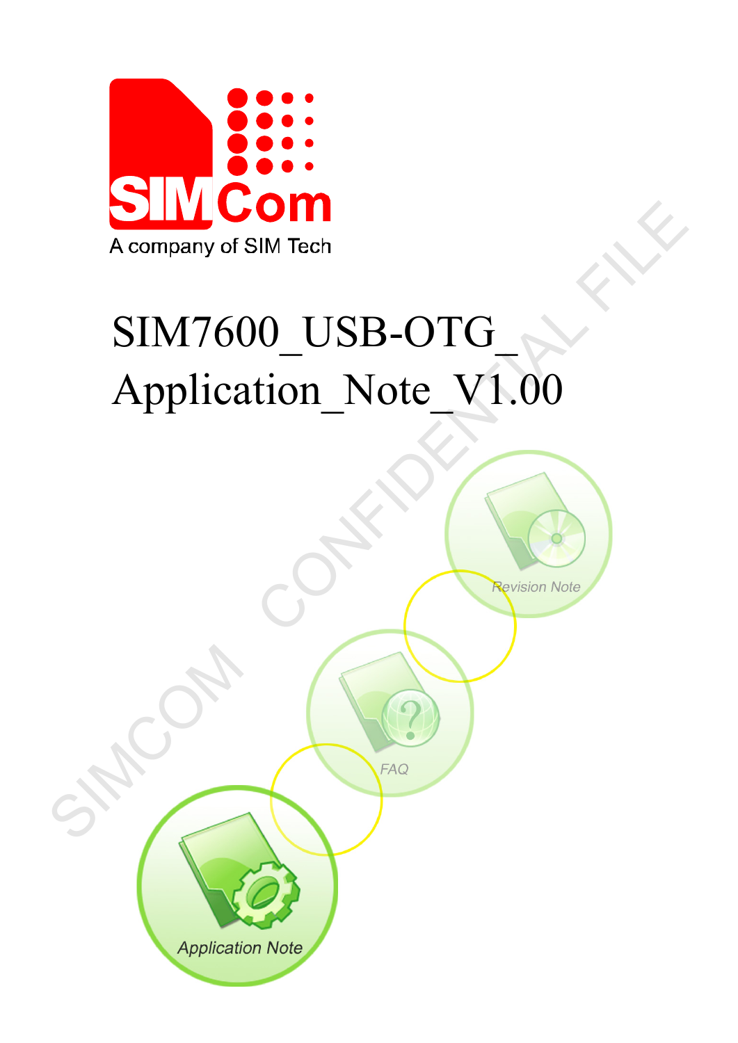# SIM7600_USB-OTG_Application_Note_V1.00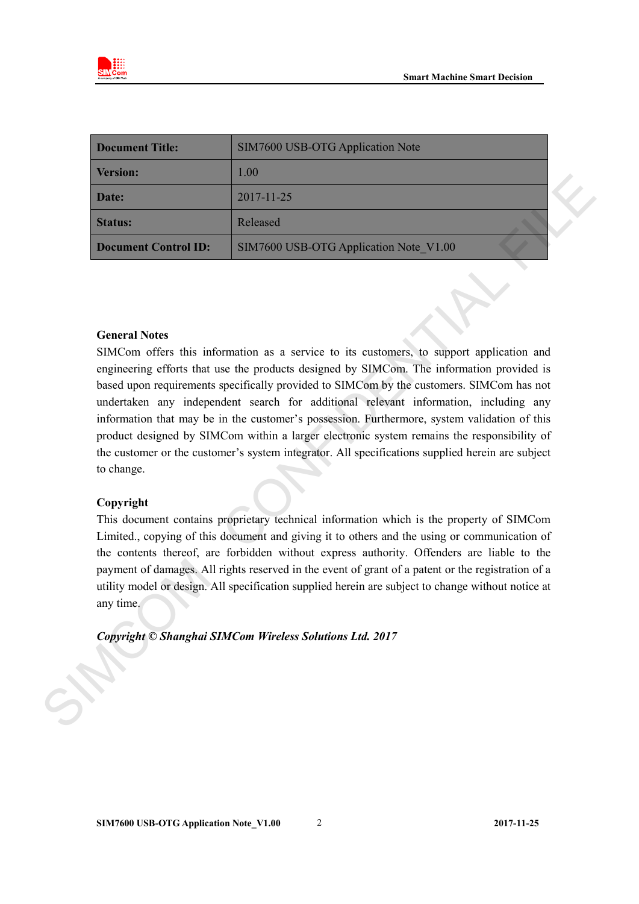| Document Title: | SIM7600 USB-OTG Application Note |
|---|---|
| Version: | 1.00 |
| Date: | 2017-11-25 |
| Status: | Released |
| Document Control ID: | SIM7600 USB-OTG Application Note_V1.00 |

**General Notes**

SIMCom offers this information as a service to its customers, to support application and engineering efforts that use the products designed by SIMCom. The information provided is based upon requirements specifically provided to SIMCom by the customers. SIMCom has not undertaken any independent search for additional relevant information, including any information that may be in the customer's possession. Furthermore, system validation of this product designed by SIMCom within a larger electronic system remains the responsibility of the customer or the customer's system integrator. All specifications supplied herein are subject to change.

**Copyright**

This document contains proprietary technical information which is the property of SIMCom Limited., copying of this document and giving it to others and the using or communication of the contents thereof, are forbidden without express authority. Offenders are liable to the payment of damages. All rights reserved in the event of grant of a patent or the registration of a utility model or design. All specification supplied herein are subject to change without notice at any time.

***Copyright © Shanghai SIMCom Wireless Solutions Ltd. 2017***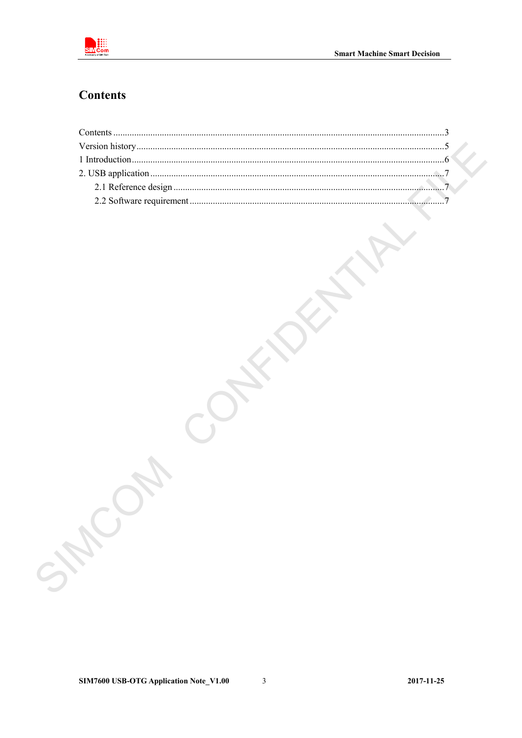# Contents

Contents ........................................................................................................................................3
Version history...............................................................................................................................5
1 Introduction.................................................................................................................................6
2. USB application .........................................................................................................................7
    2.1 Reference design ..................................................................................................................7
    2.2 Software requirement ...........................................................................................................7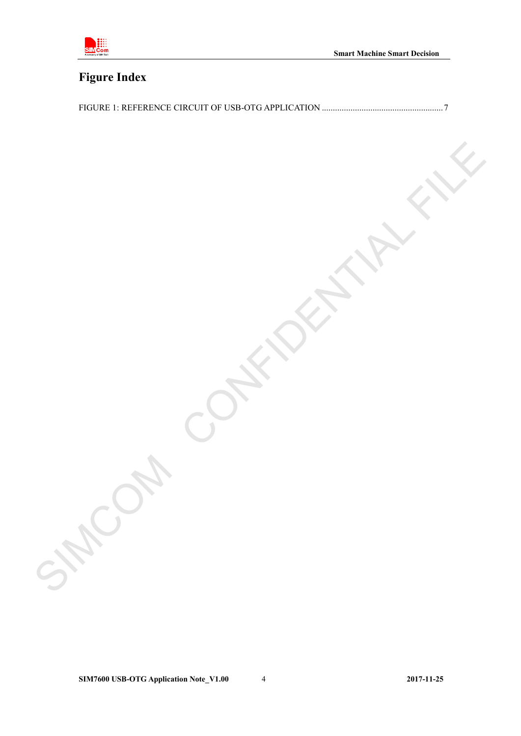# Figure Index

FIGURE 1: REFERENCE CIRCUIT OF USB-OTG APPLICATION ...................................................... 7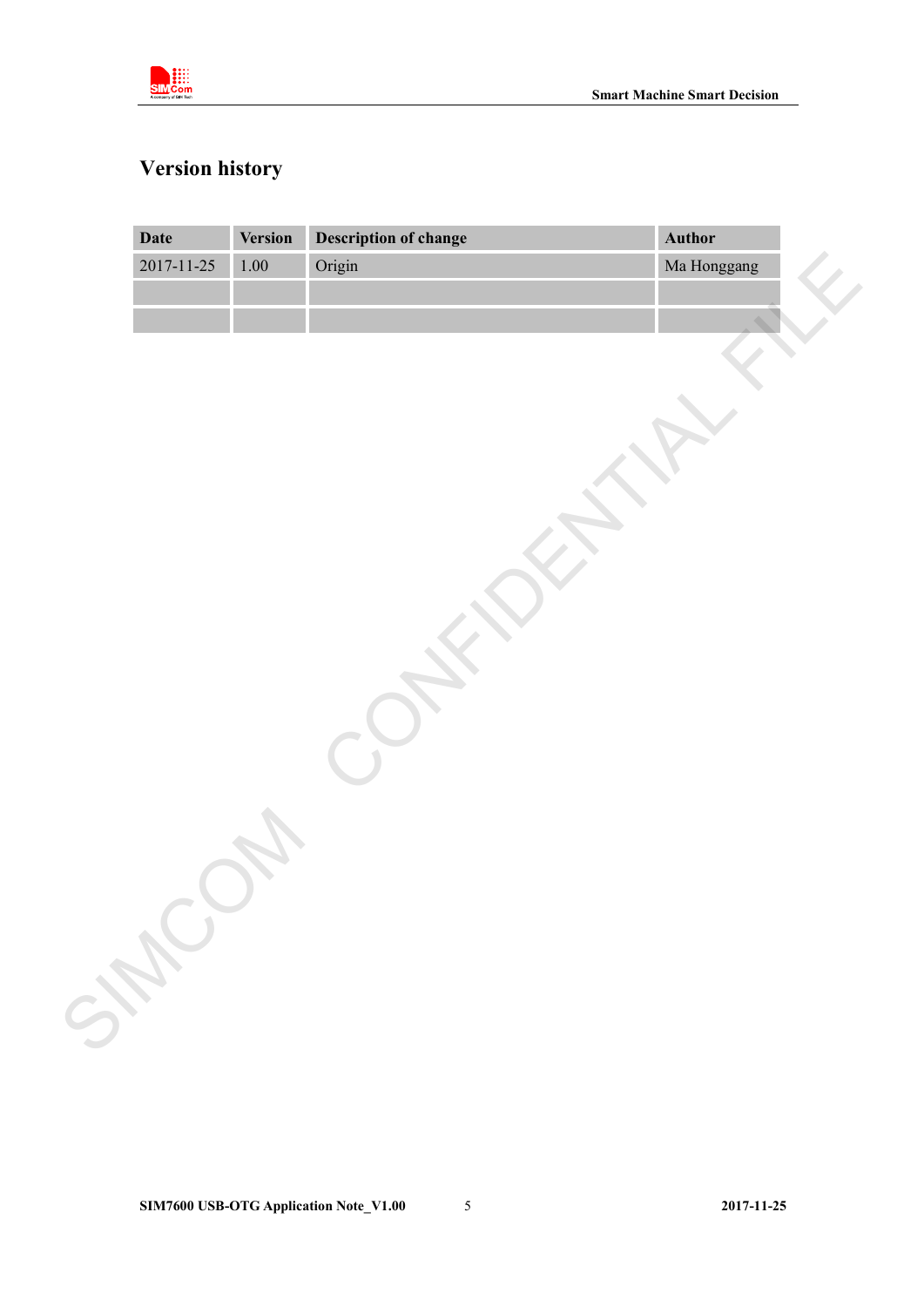# Version history

| Date | Version | Description of change | Author |
|---|---|---|---|
| 2017-11-25 | 1.00 | Origin | Ma Honggang |
| | | | |
| | | | |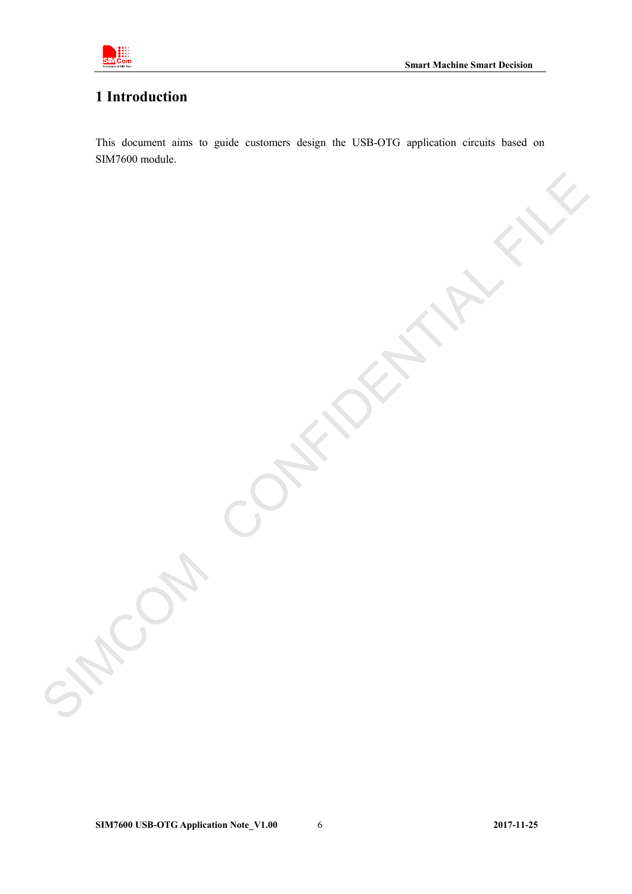# 1 Introduction

This document aims to guide customers design the USB-OTG application circuits based on SIM7600 module.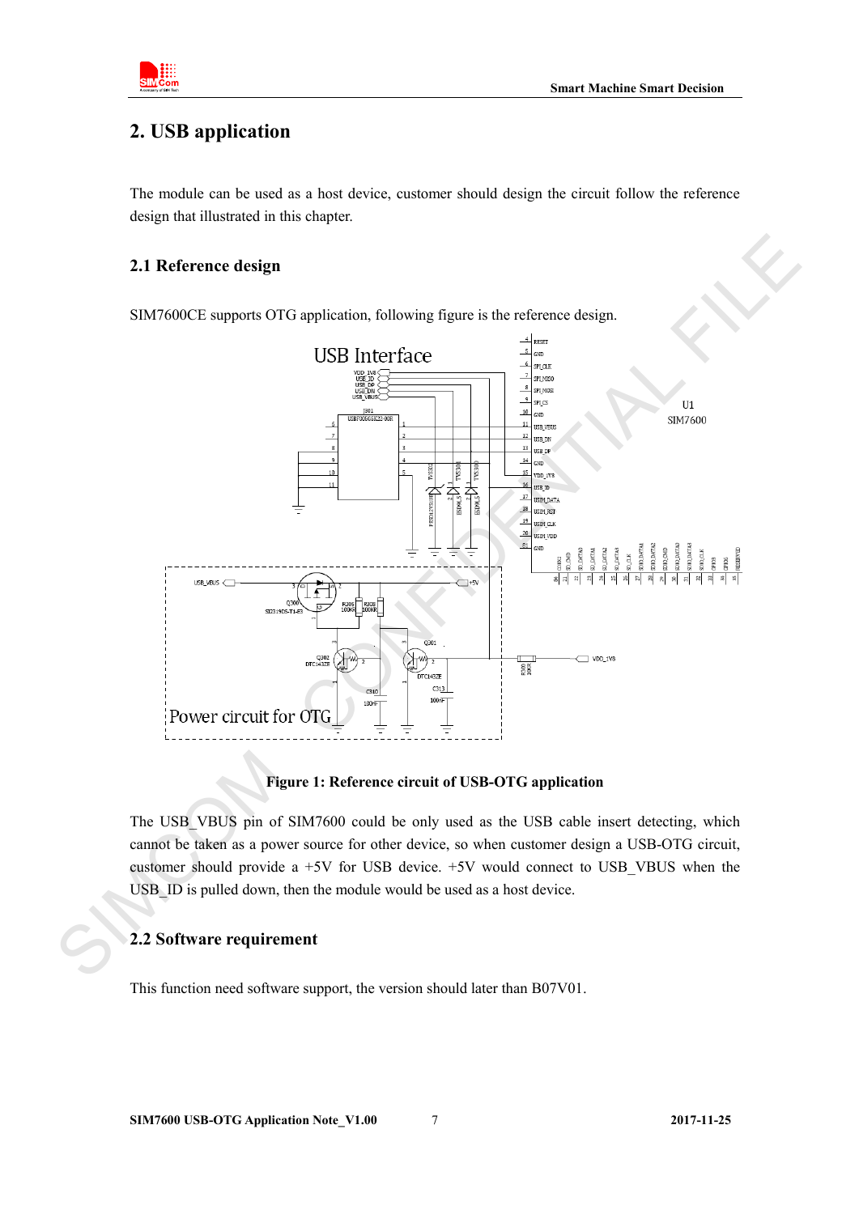# 2. USB application

The module can be used as a host device, customer should design the circuit follow the reference design that illustrated in this chapter.

## 2.1 Reference design

SIM7600CE supports OTG application, following figure is the reference design.

**Figure 1: Reference circuit of USB-OTG application**

The USB_VBUS pin of SIM7600 could be only used as the USB cable insert detecting, which cannot be taken as a power source for other device, so when customer design a USB-OTG circuit, customer should provide a +5V for USB device. +5V would connect to USB_VBUS when the USB_ID is pulled down, then the module would be used as a host device.

## 2.2 Software requirement

This function need software support, the version should later than B07V01.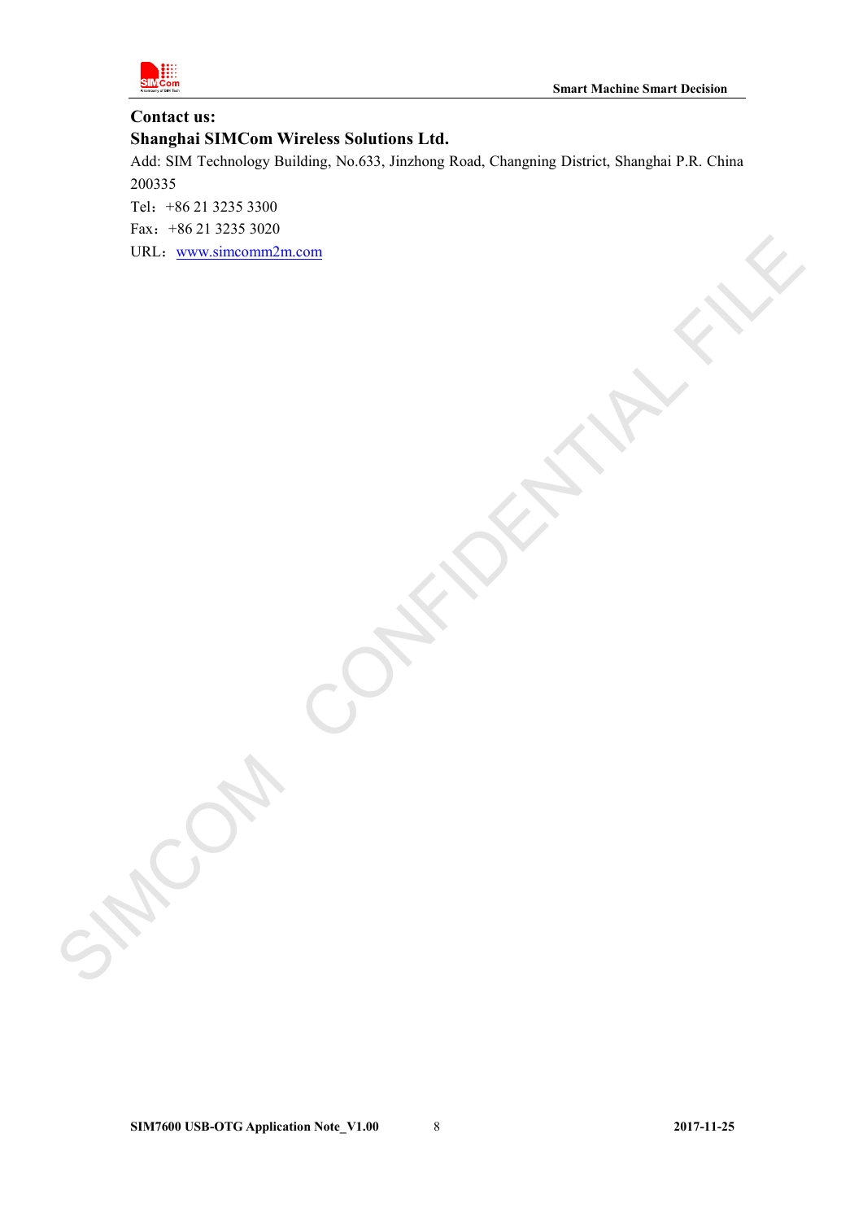**Contact us:**

**Shanghai SIMCom Wireless Solutions Ltd.**

Add: SIM Technology Building, No.633, Jinzhong Road, Changning District, Shanghai P.R. China 200335

Tel：+86 21 3235 3300

Fax：+86 21 3235 3020

URL：www.simcomm2m.com